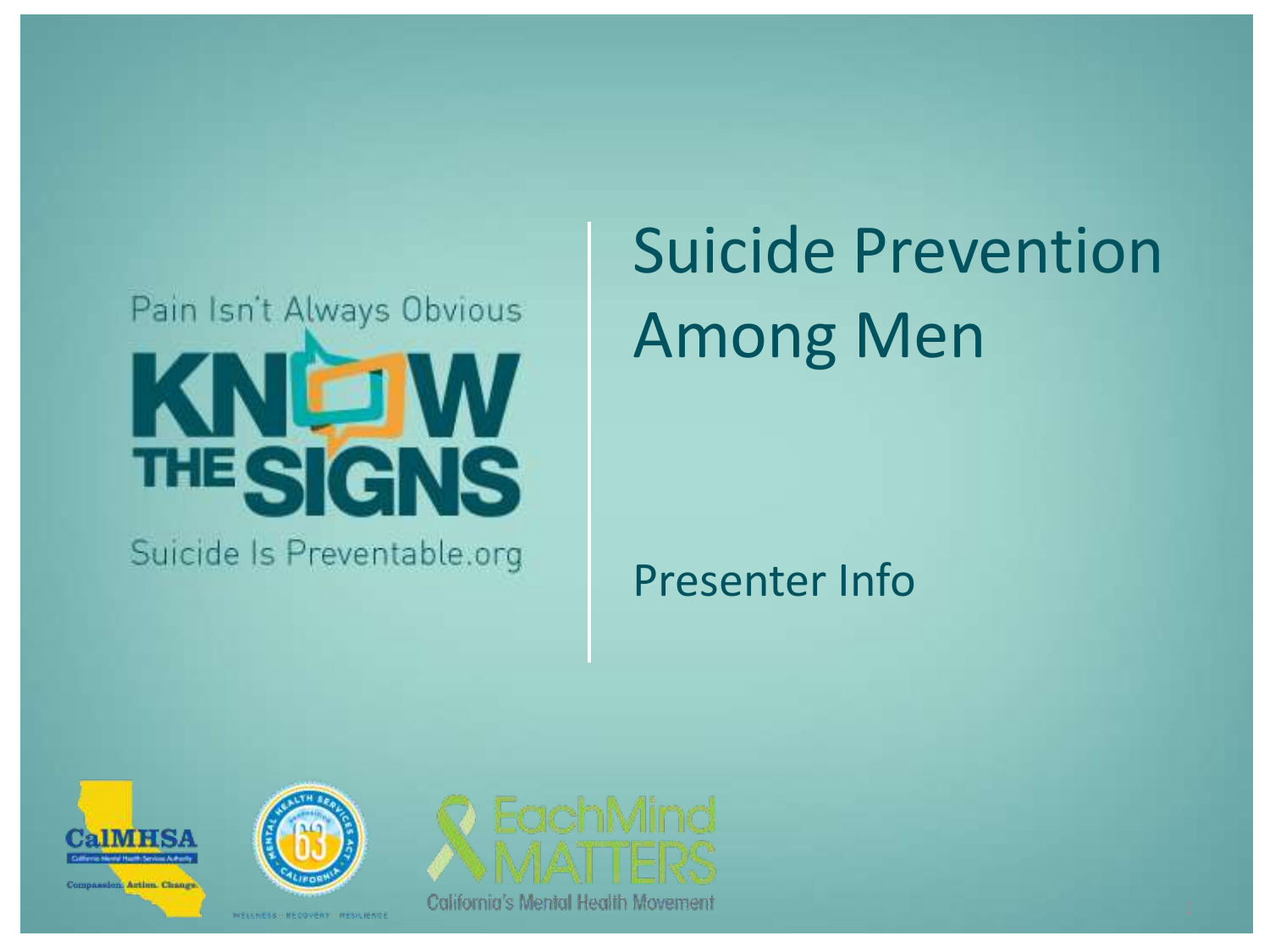Pain Isn't Always Obvious

KNOW THE SIGNS

Suicide Is Preventable.org

# Suicide Prevention Among Men

Presenter Info

CalMHSA
California Mental Health Services Authority
Compassion. Action. Change.

Mental Health Services Act
Proposition 63
California
Wellness · Recovery · Resilience

EachMind MATTERS
California's Mental Health Movement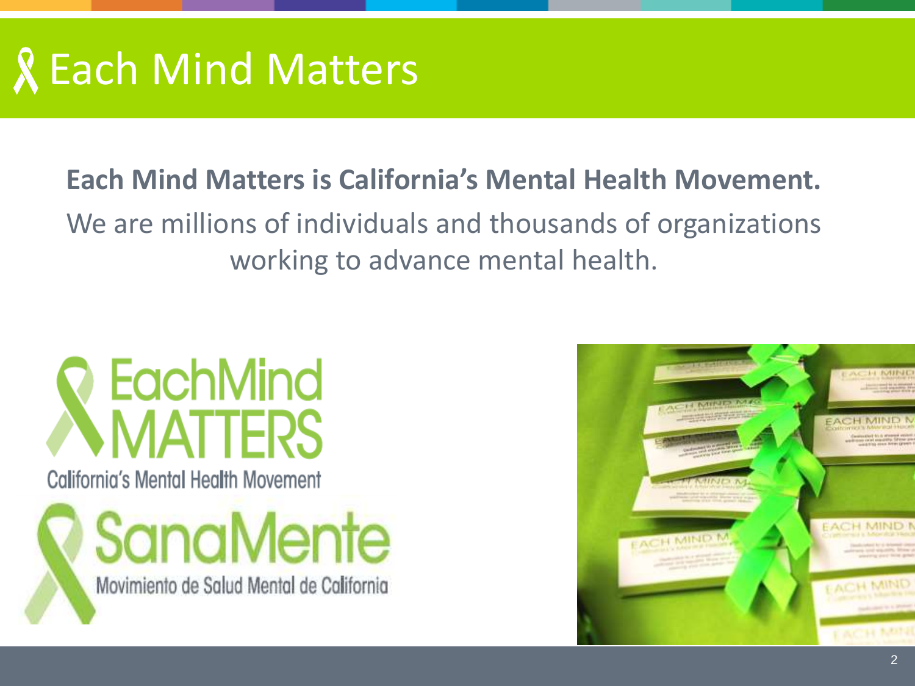# Each Mind Matters

**Each Mind Matters is California's Mental Health Movement.**

We are millions of individuals and thousands of organizations working to advance mental health.

EachMind MATTERS

California's Mental Health Movement

SanaMente

Movimiento de Salud Mental de California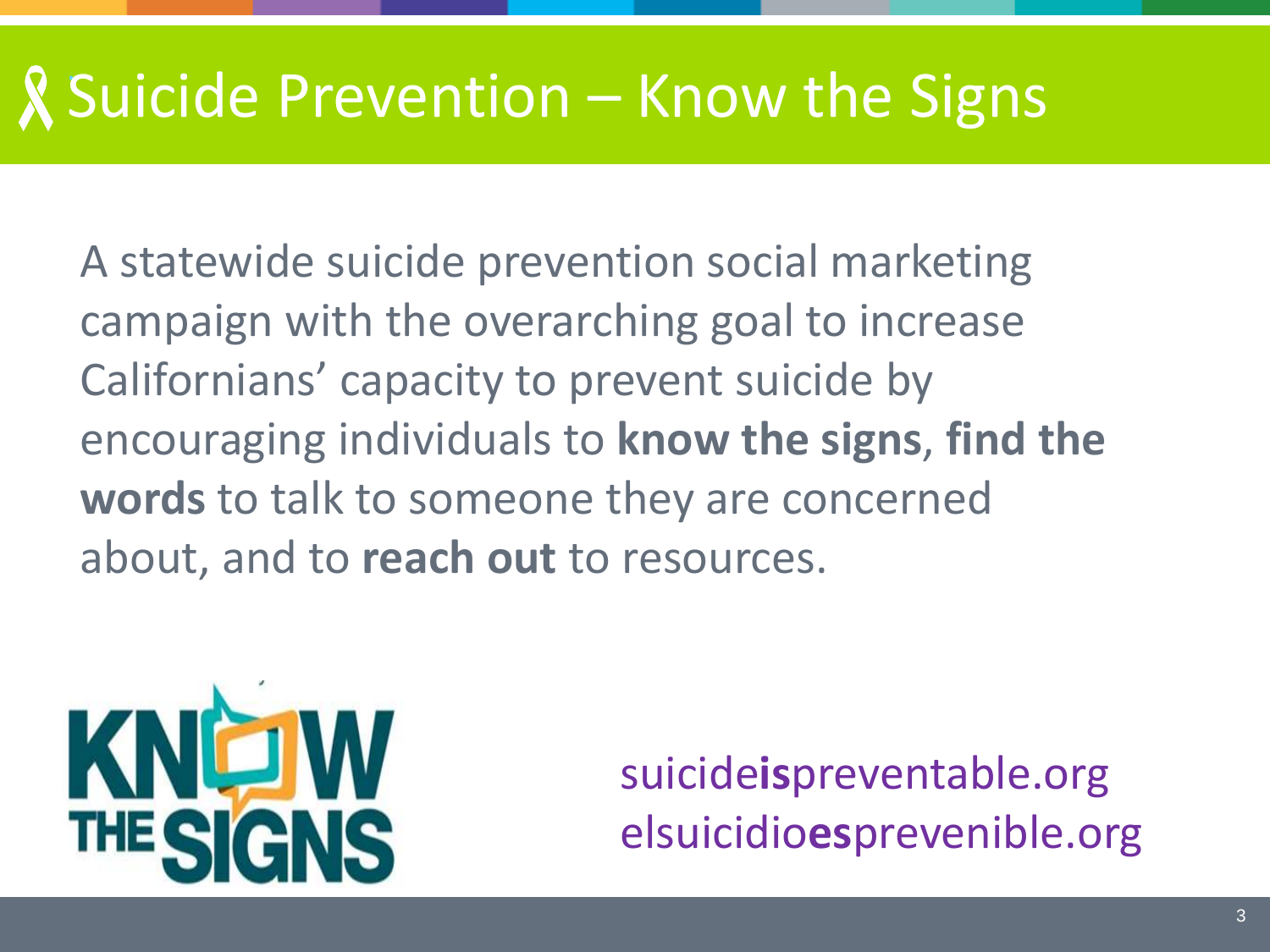# Suicide Prevention – Know the Signs

A statewide suicide prevention social marketing campaign with the overarching goal to increase Californians' capacity to prevent suicide by encouraging individuals to **know the signs**, **find the words** to talk to someone they are concerned about, and to **reach out** to resources.

KNOW THE SIGNS

suicide**is**preventable.org
elsuicidio**es**prevenible.org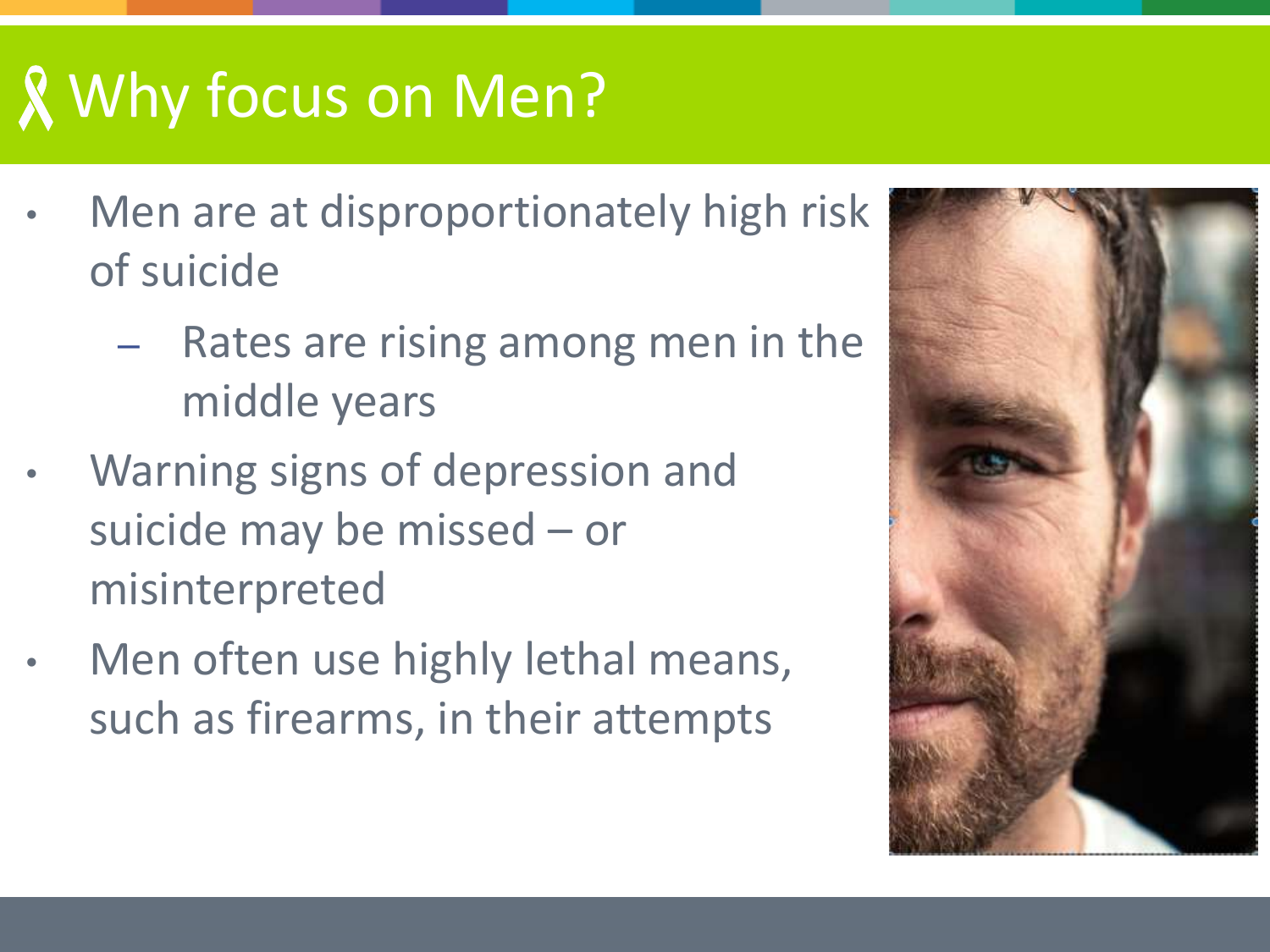# Why focus on Men?

- Men are at disproportionately high risk of suicide
  - Rates are rising among men in the middle years
- Warning signs of depression and suicide may be missed – or misinterpreted
- Men often use highly lethal means, such as firearms, in their attempts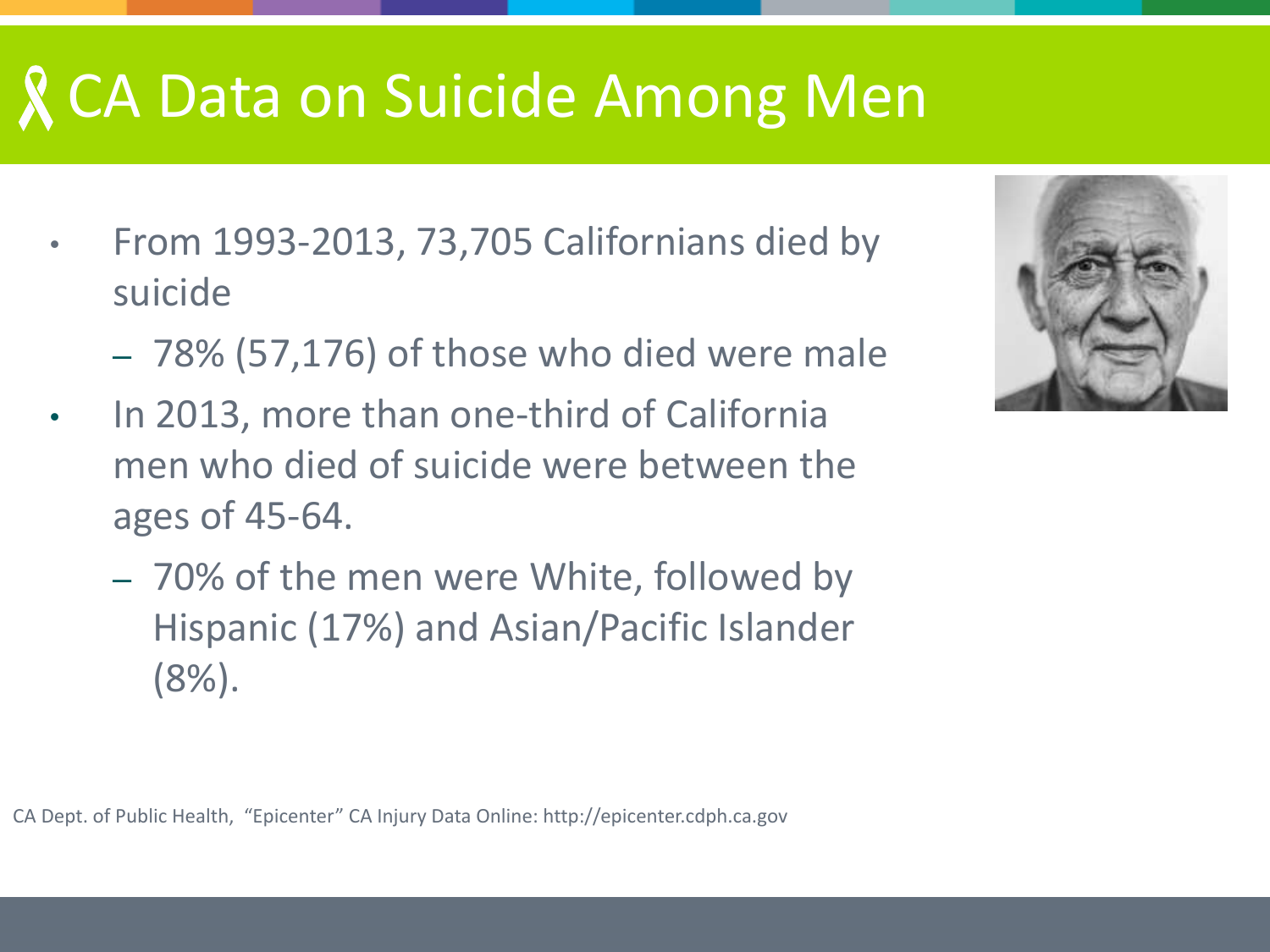# CA Data on Suicide Among Men

- From 1993-2013, 73,705 Californians died by suicide
  - 78% (57,176) of those who died were male
- In 2013, more than one-third of California men who died of suicide were between the ages of 45-64.
  - 70% of the men were White, followed by Hispanic (17%) and Asian/Pacific Islander (8%).

CA Dept. of Public Health, "Epicenter" CA Injury Data Online: http://epicenter.cdph.ca.gov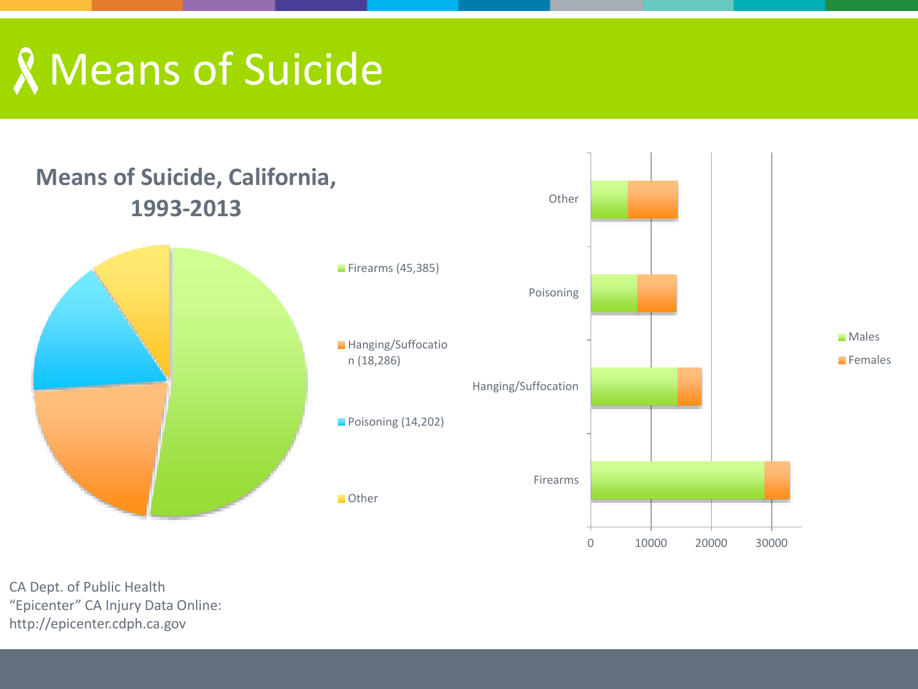# Means of Suicide

## Means of Suicide, California, 1993-2013

- Firearms (45,385)
- Hanging/Suffocation (18,286)
- Poisoning (14,202)
- Other

Other
Poisoning
Hanging/Suffocation
Firearms

0 10000 20000 30000

- Males
- Females

CA Dept. of Public Health
"Epicenter" CA Injury Data Online:
http://epicenter.cdph.ca.gov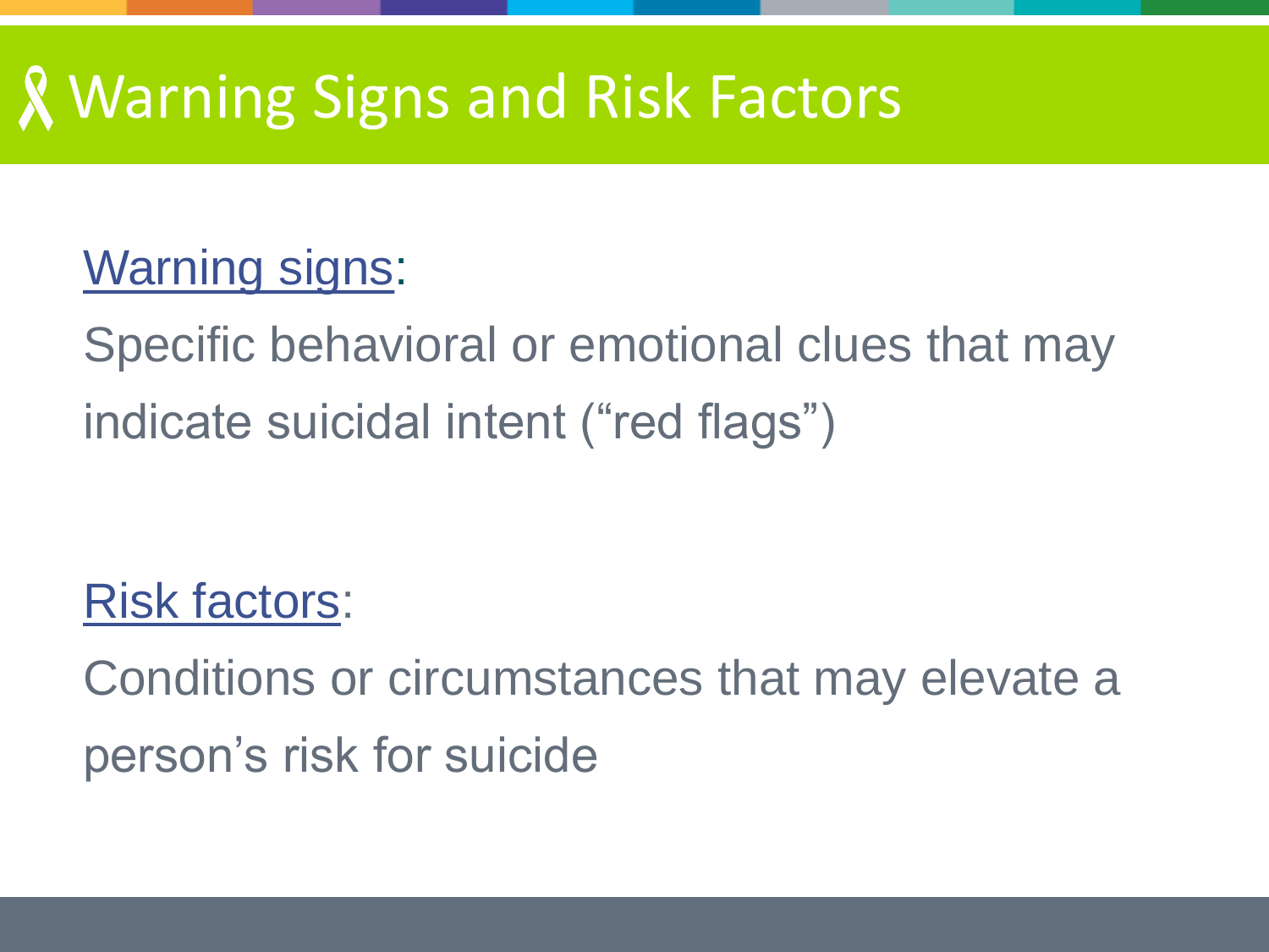# Warning Signs and Risk Factors

Warning signs:

Specific behavioral or emotional clues that may indicate suicidal intent ("red flags")

Risk factors:

Conditions or circumstances that may elevate a person's risk for suicide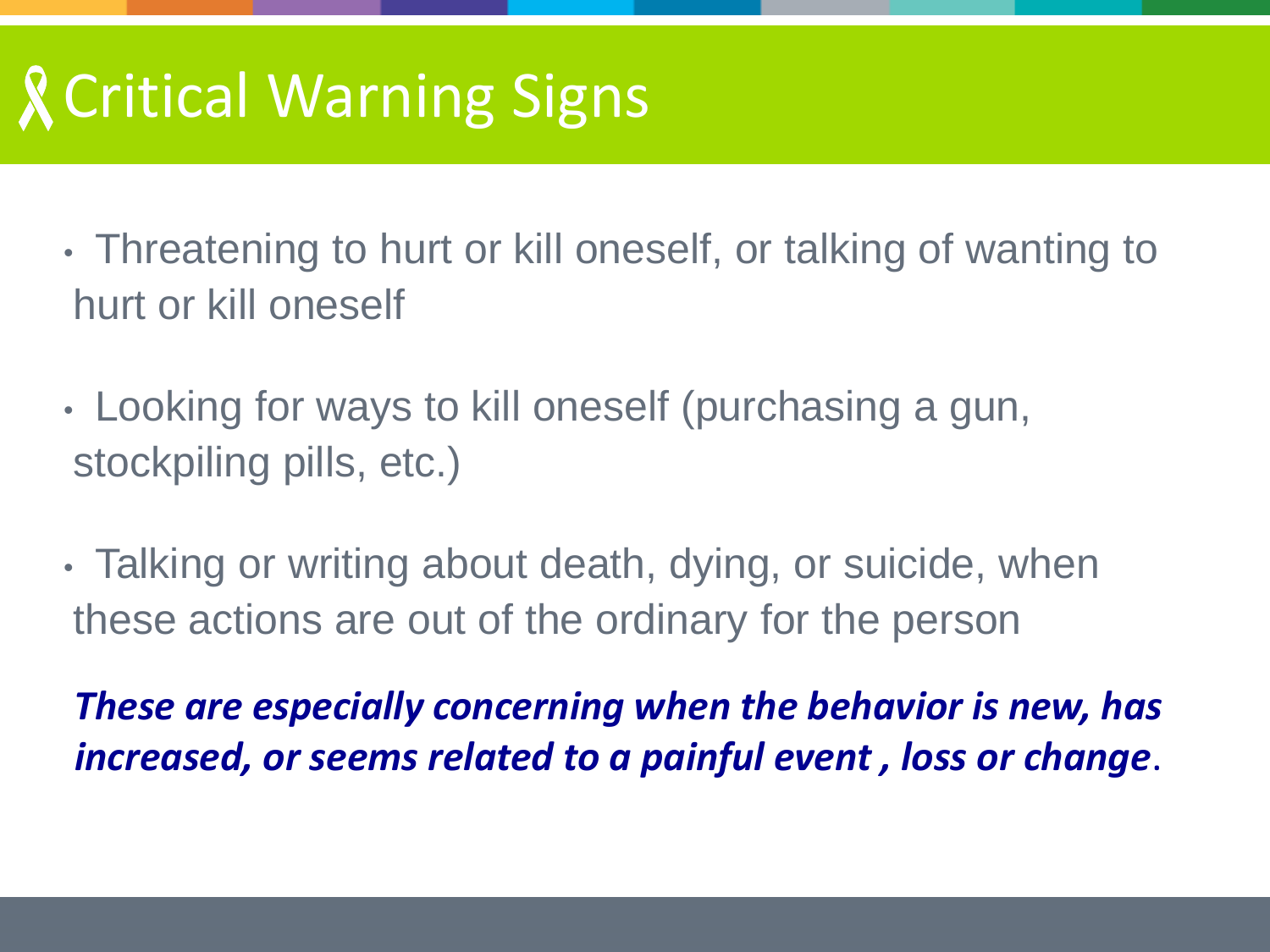# Critical Warning Signs

- Threatening to hurt or kill oneself, or talking of wanting to hurt or kill oneself
- Looking for ways to kill oneself (purchasing a gun, stockpiling pills, etc.)
- Talking or writing about death, dying, or suicide, when these actions are out of the ordinary for the person

***These are especially concerning when the behavior is new, has increased, or seems related to a painful event , loss or change***.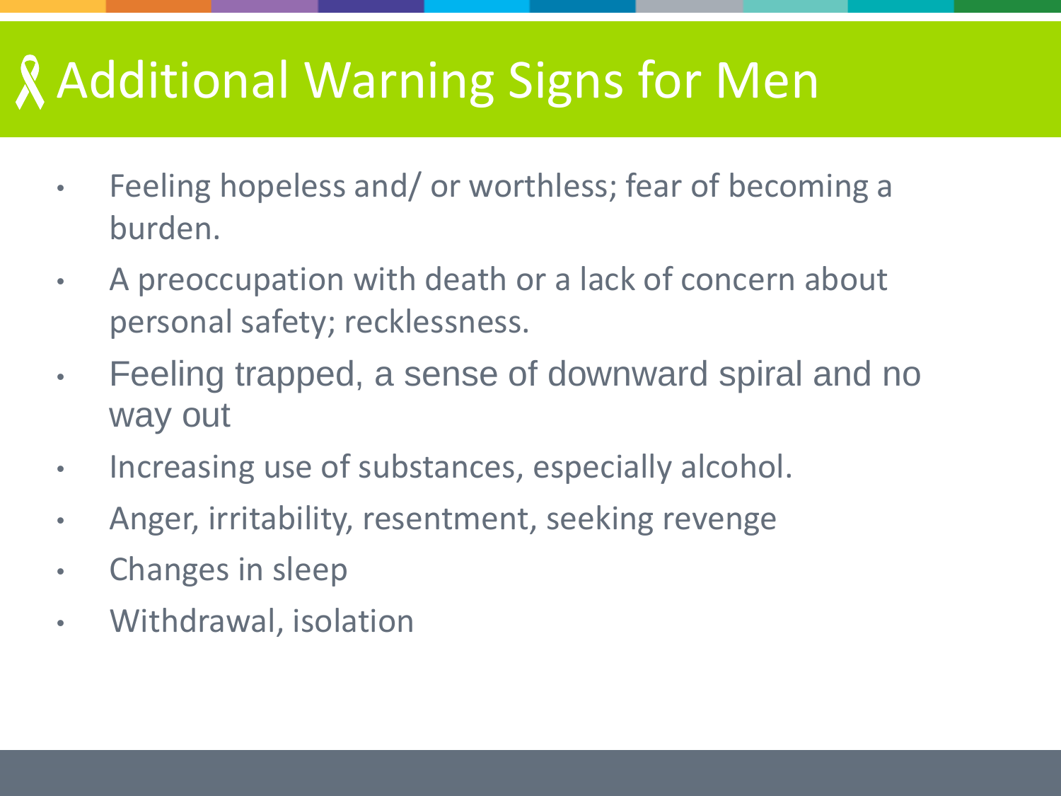# Additional Warning Signs for Men

- Feeling hopeless and/ or worthless; fear of becoming a burden.
- A preoccupation with death or a lack of concern about personal safety; recklessness.
- Feeling trapped, a sense of downward spiral and no way out
- Increasing use of substances, especially alcohol.
- Anger, irritability, resentment, seeking revenge
- Changes in sleep
- Withdrawal, isolation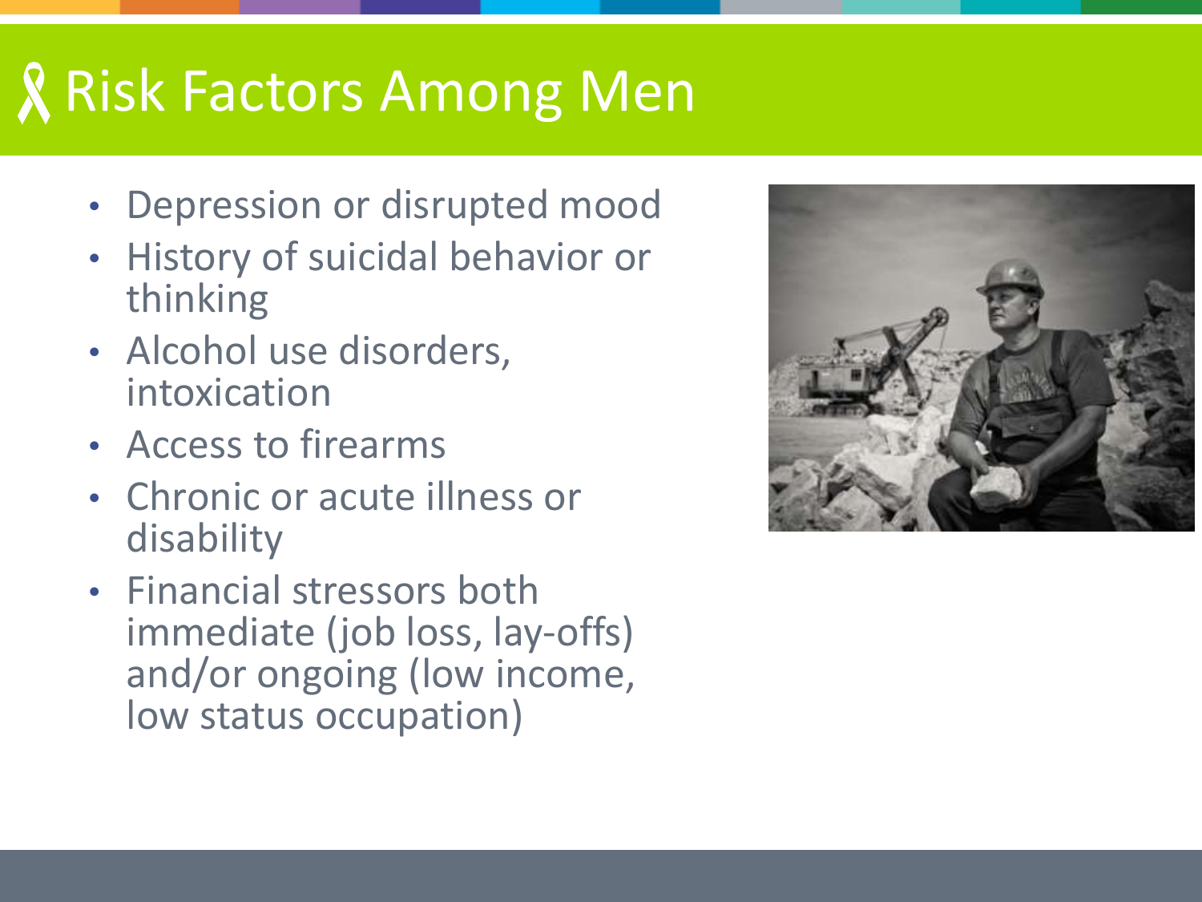# Risk Factors Among Men

- Depression or disrupted mood
- History of suicidal behavior or thinking
- Alcohol use disorders, intoxication
- Access to firearms
- Chronic or acute illness or disability
- Financial stressors both immediate (job loss, lay-offs) and/or ongoing (low income, low status occupation)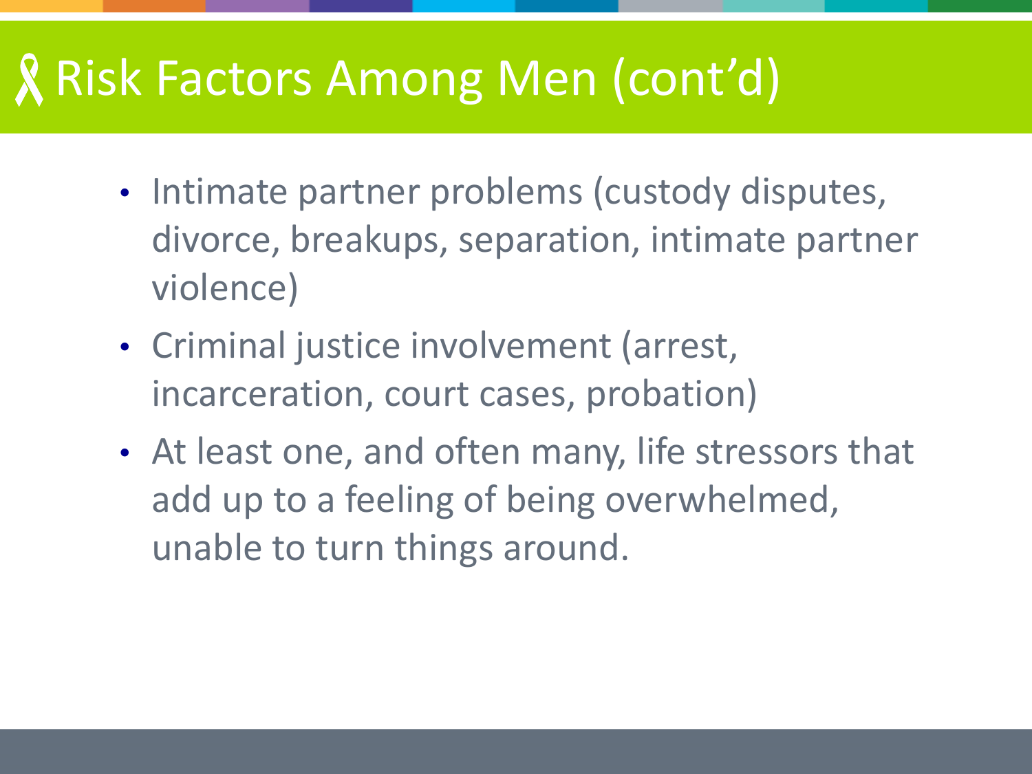# Risk Factors Among Men (cont'd)

- Intimate partner problems (custody disputes, divorce, breakups, separation, intimate partner violence)
- Criminal justice involvement (arrest, incarceration, court cases, probation)
- At least one, and often many, life stressors that add up to a feeling of being overwhelmed, unable to turn things around.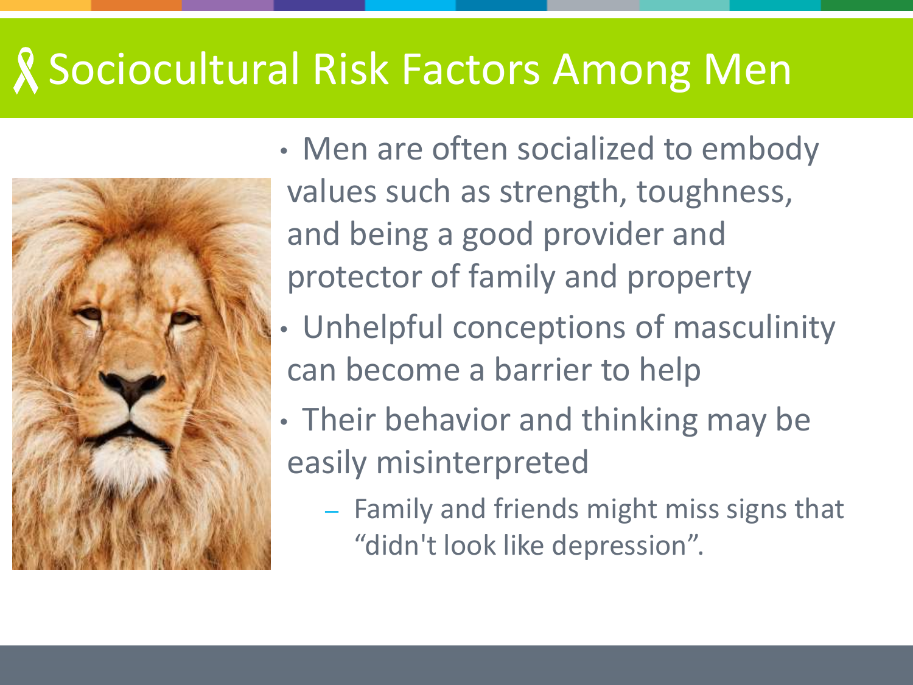# Sociocultural Risk Factors Among Men

- Men are often socialized to embody values such as strength, toughness, and being a good provider and protector of family and property
- Unhelpful conceptions of masculinity can become a barrier to help
- Their behavior and thinking may be easily misinterpreted
  - Family and friends might miss signs that "didn't look like depression".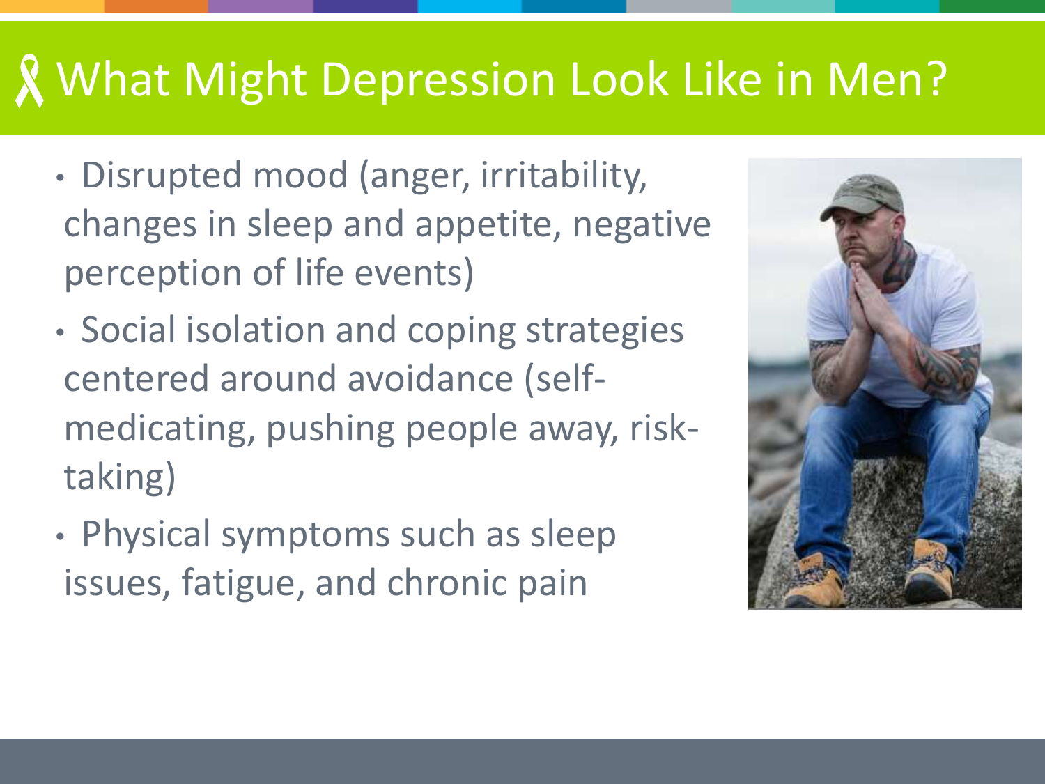# What Might Depression Look Like in Men?

- Disrupted mood (anger, irritability, changes in sleep and appetite, negative perception of life events)
- Social isolation and coping strategies centered around avoidance (self-medicating, pushing people away, risk-taking)
- Physical symptoms such as sleep issues, fatigue, and chronic pain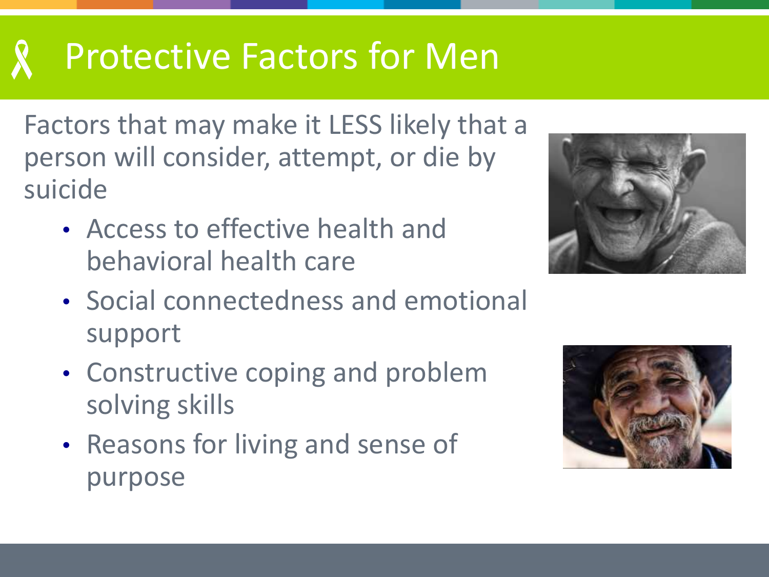# Protective Factors for Men

Factors that may make it LESS likely that a person will consider, attempt, or die by suicide

- Access to effective health and behavioral health care
- Social connectedness and emotional support
- Constructive coping and problem solving skills
- Reasons for living and sense of purpose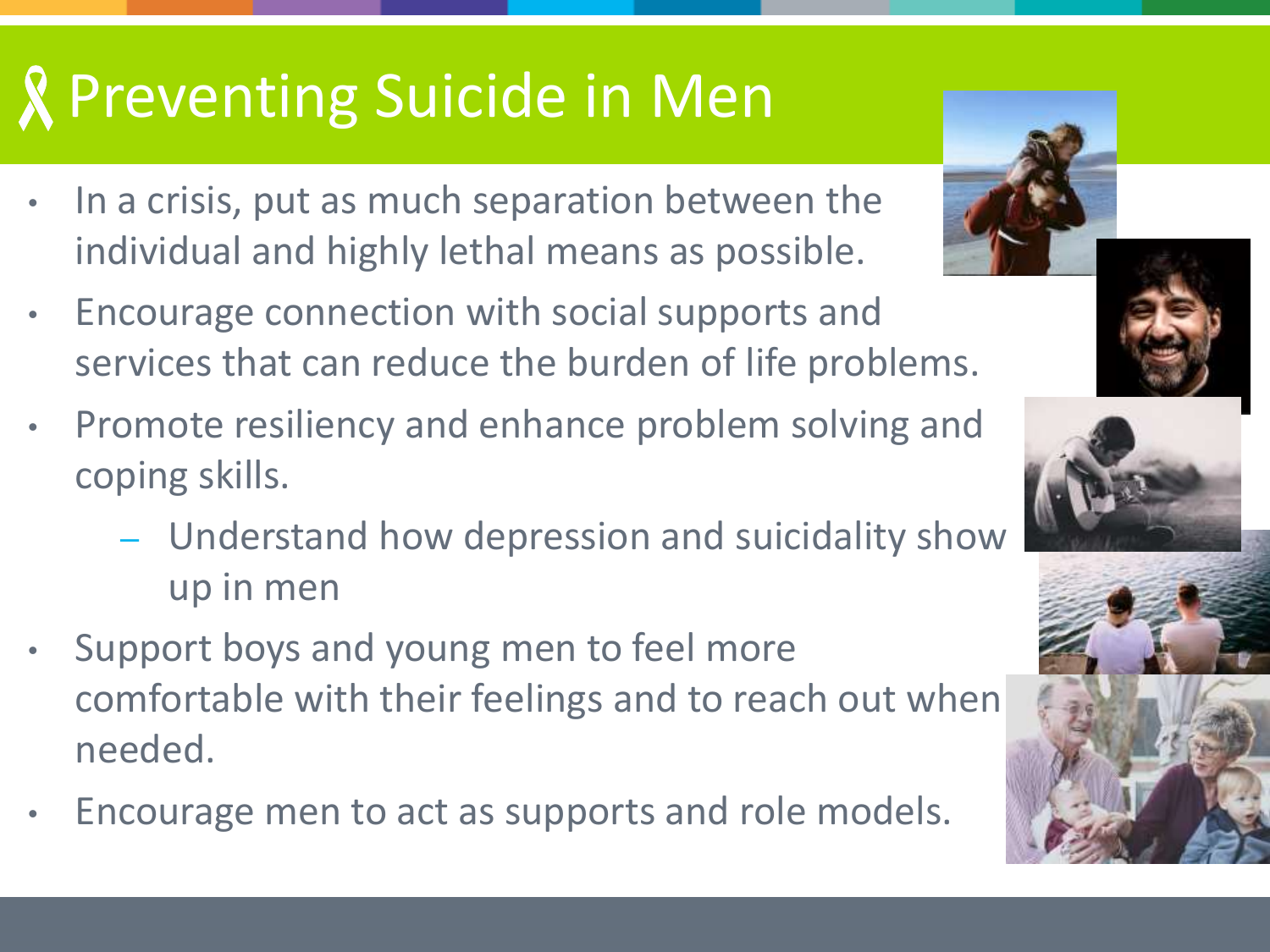# Preventing Suicide in Men

- In a crisis, put as much separation between the individual and highly lethal means as possible.
- Encourage connection with social supports and services that can reduce the burden of life problems.
- Promote resiliency and enhance problem solving and coping skills.
  - Understand how depression and suicidality show up in men
- Support boys and young men to feel more comfortable with their feelings and to reach out when needed.
- Encourage men to act as supports and role models.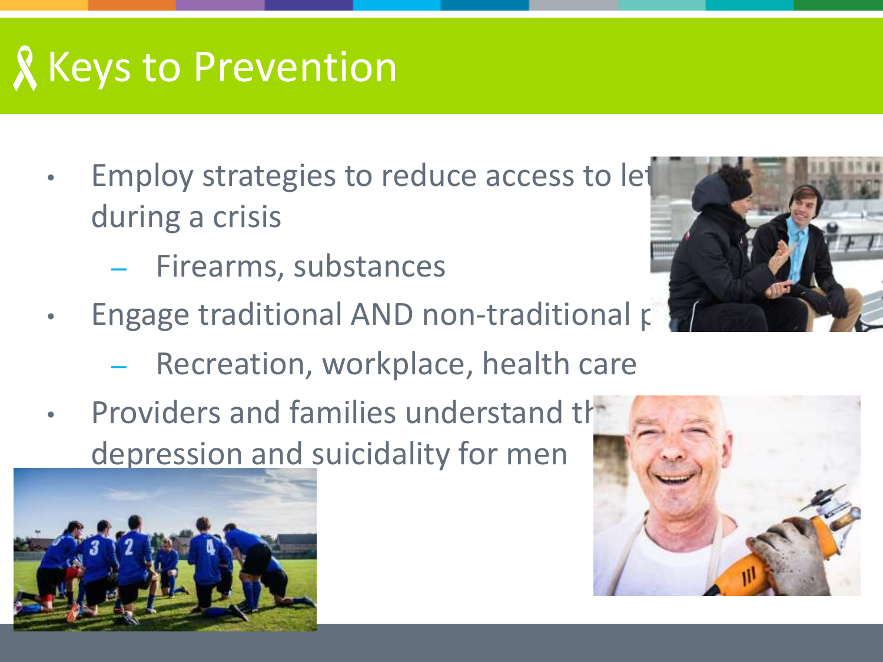# Keys to Prevention

- Employ strategies to reduce access to let during a crisis
  - Firearms, substances
- Engage traditional AND non-traditional p
  - Recreation, workplace, health care
- Providers and families understand th depression and suicidality for men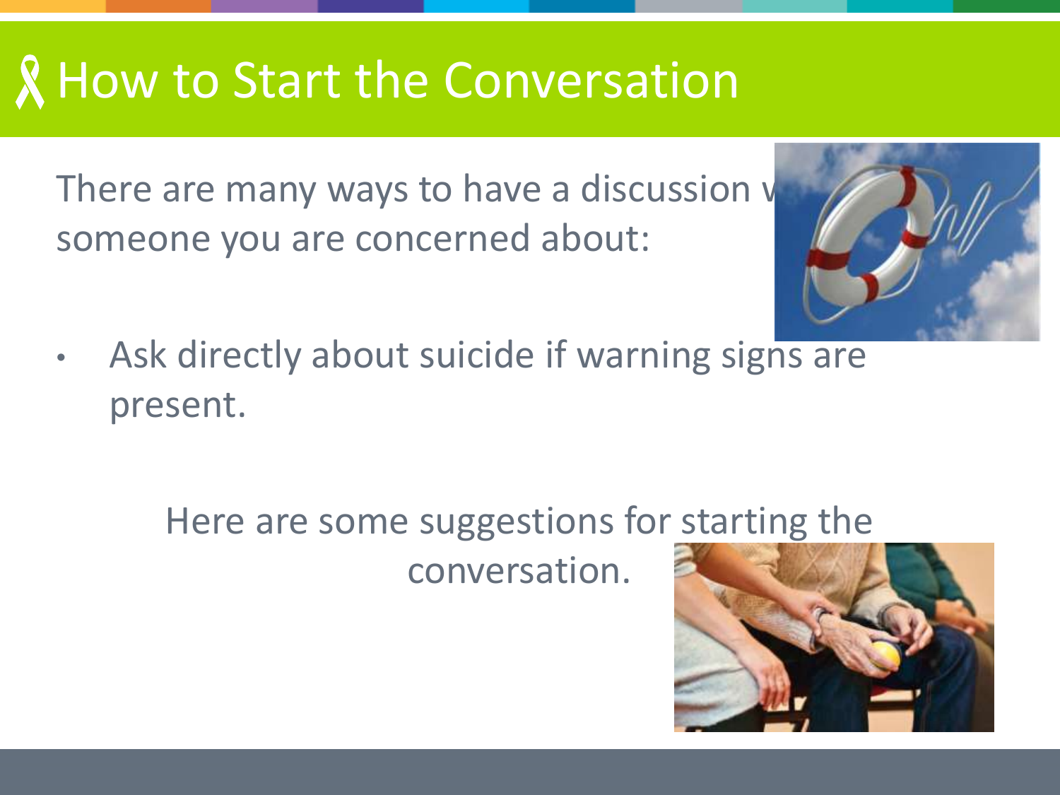# How to Start the Conversation

There are many ways to have a discussion with someone you are concerned about:

- Ask directly about suicide if warning signs are present.

Here are some suggestions for starting the conversation.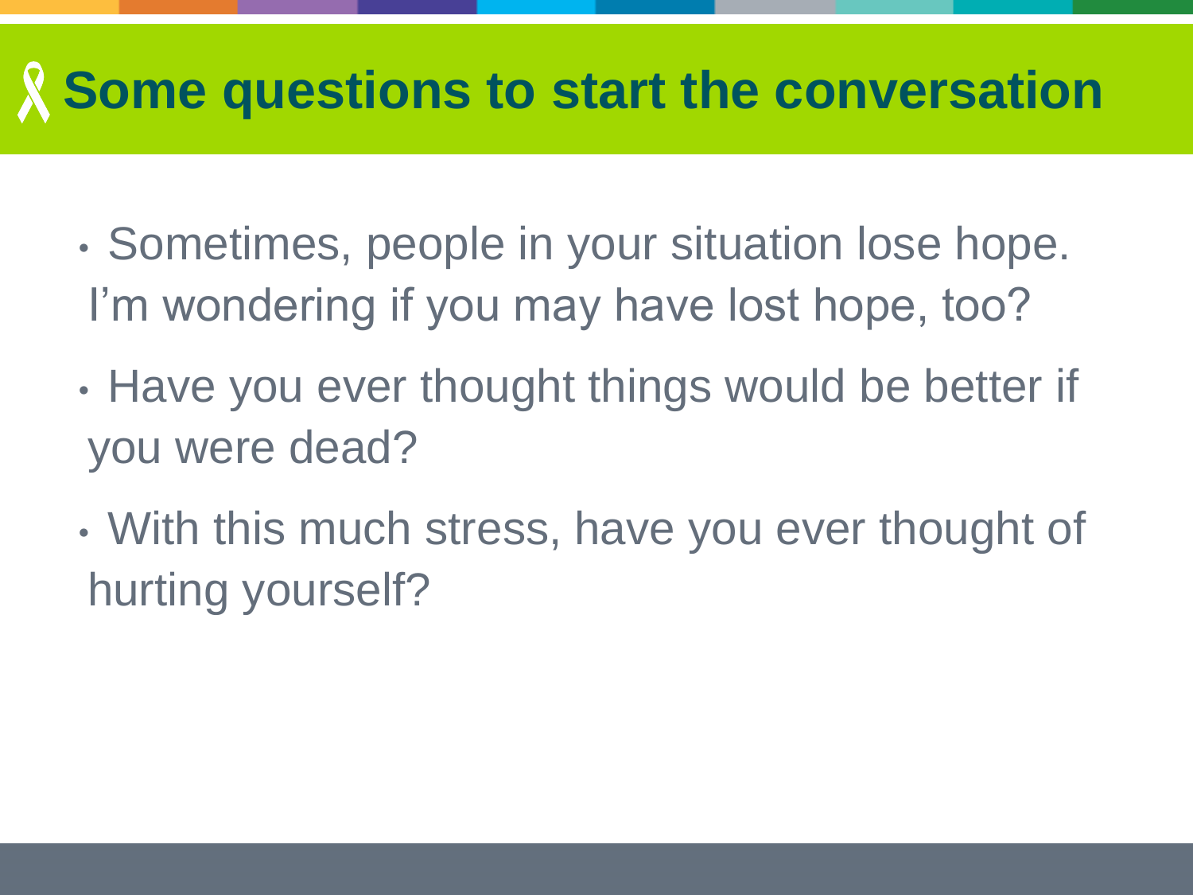# Some questions to start the conversation

- Sometimes, people in your situation lose hope. I'm wondering if you may have lost hope, too?
- Have you ever thought things would be better if you were dead?
- With this much stress, have you ever thought of hurting yourself?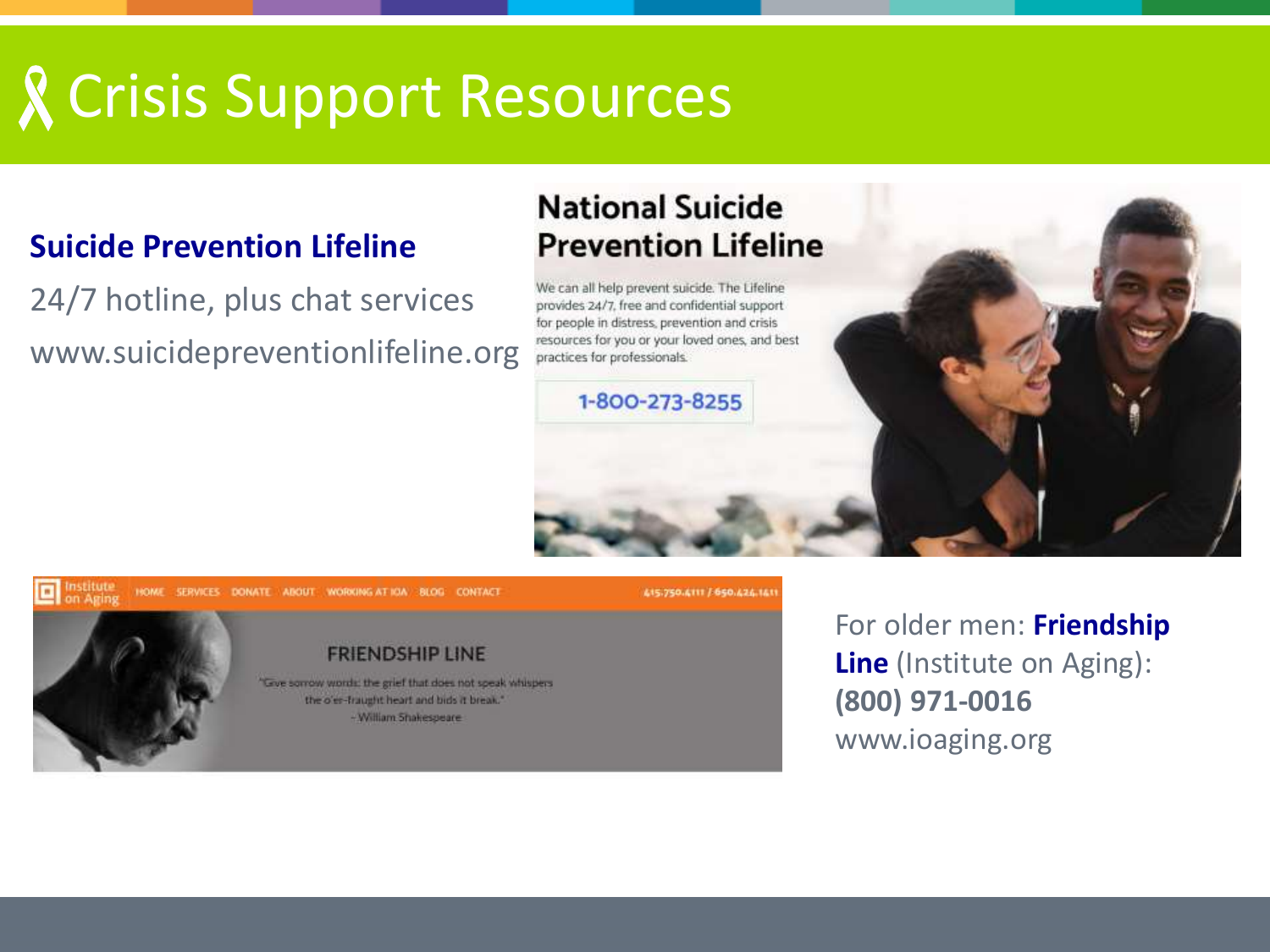# Crisis Support Resources

**Suicide Prevention Lifeline**

24/7 hotline, plus chat services

www.suicidepreventionlifeline.org

For older men: **Friendship Line** (Institute on Aging): **(800) 971-0016**

www.ioaging.org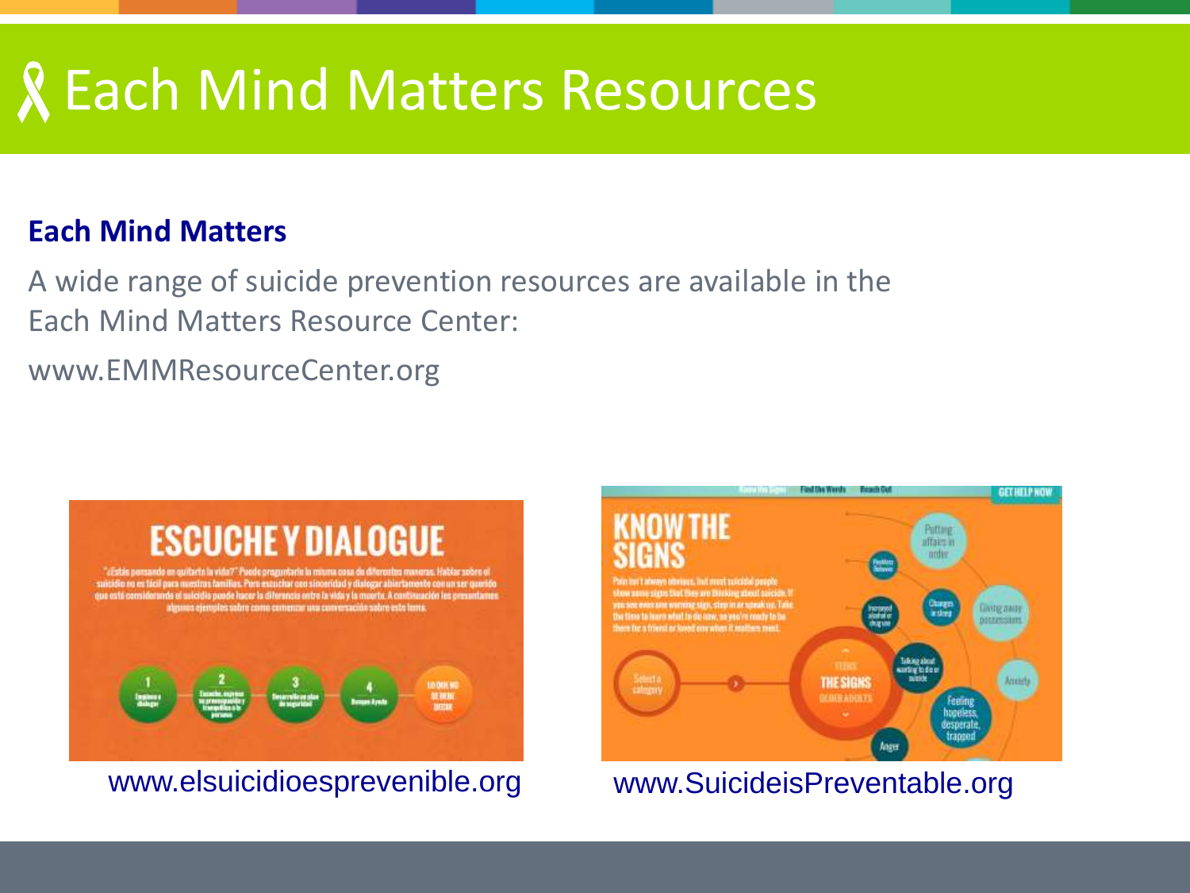# Each Mind Matters Resources

**Each Mind Matters**

A wide range of suicide prevention resources are available in the Each Mind Matters Resource Center:

www.EMMResourceCenter.org

www.elsuicidioesprevenible.org

www.SuicideisPreventable.org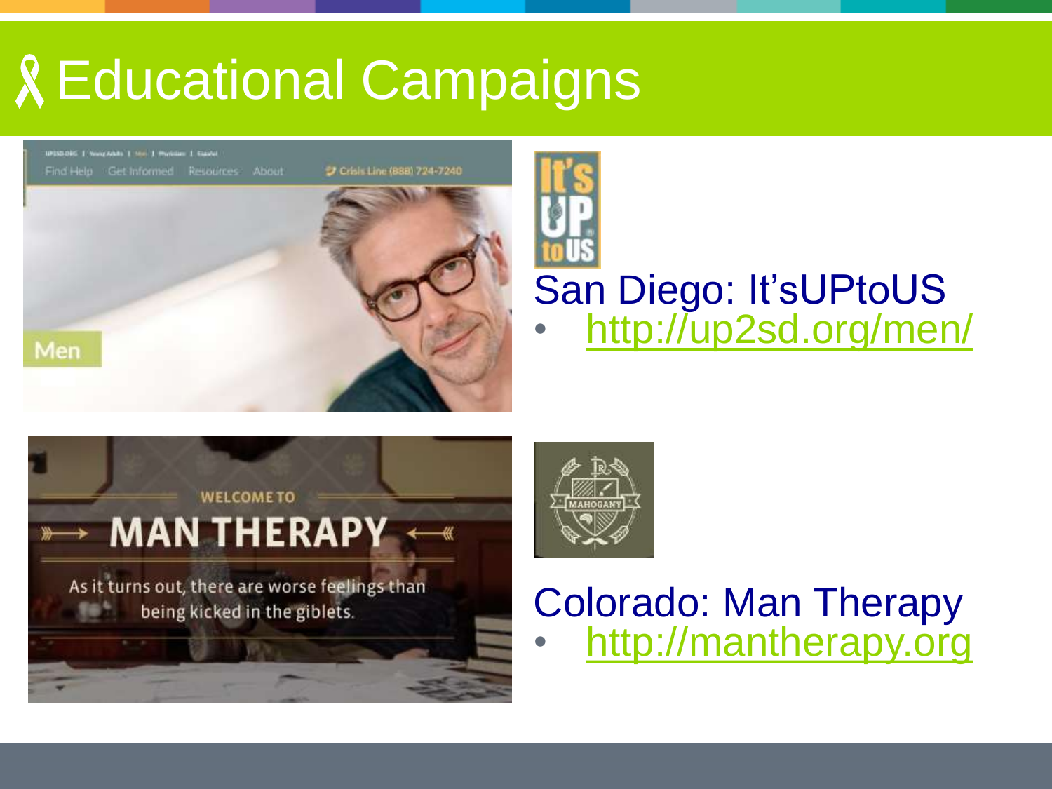# Educational Campaigns

San Diego: It'sUPtoUS
- http://up2sd.org/men/

Colorado: Man Therapy
- http://mantherapy.org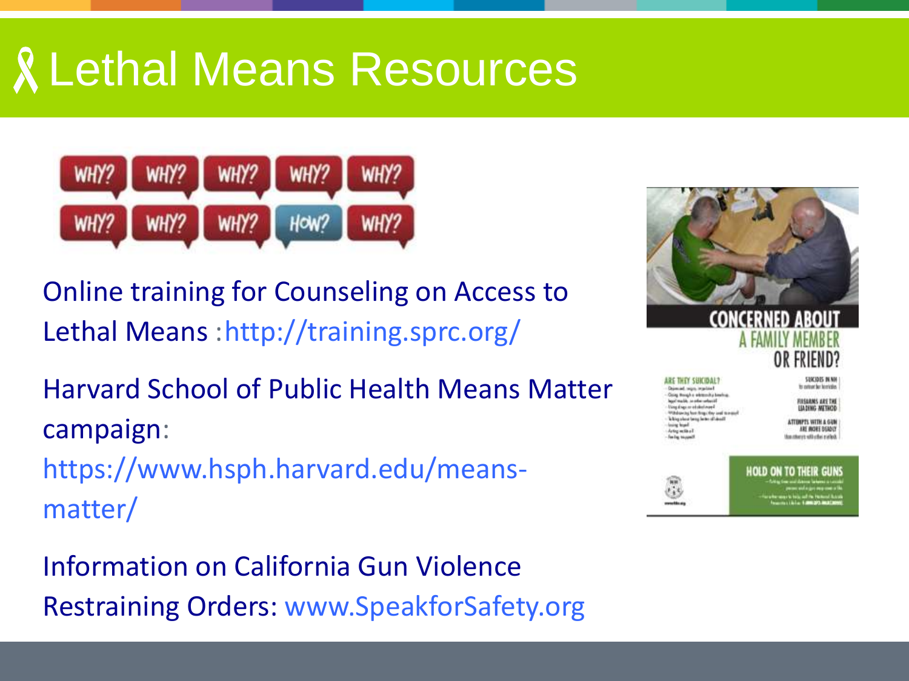# Lethal Means Resources

Online training for Counseling on Access to Lethal Means :http://training.sprc.org/

Harvard School of Public Health Means Matter campaign: https://www.hsph.harvard.edu/means-matter/

Information on California Gun Violence Restraining Orders: www.SpeakforSafety.org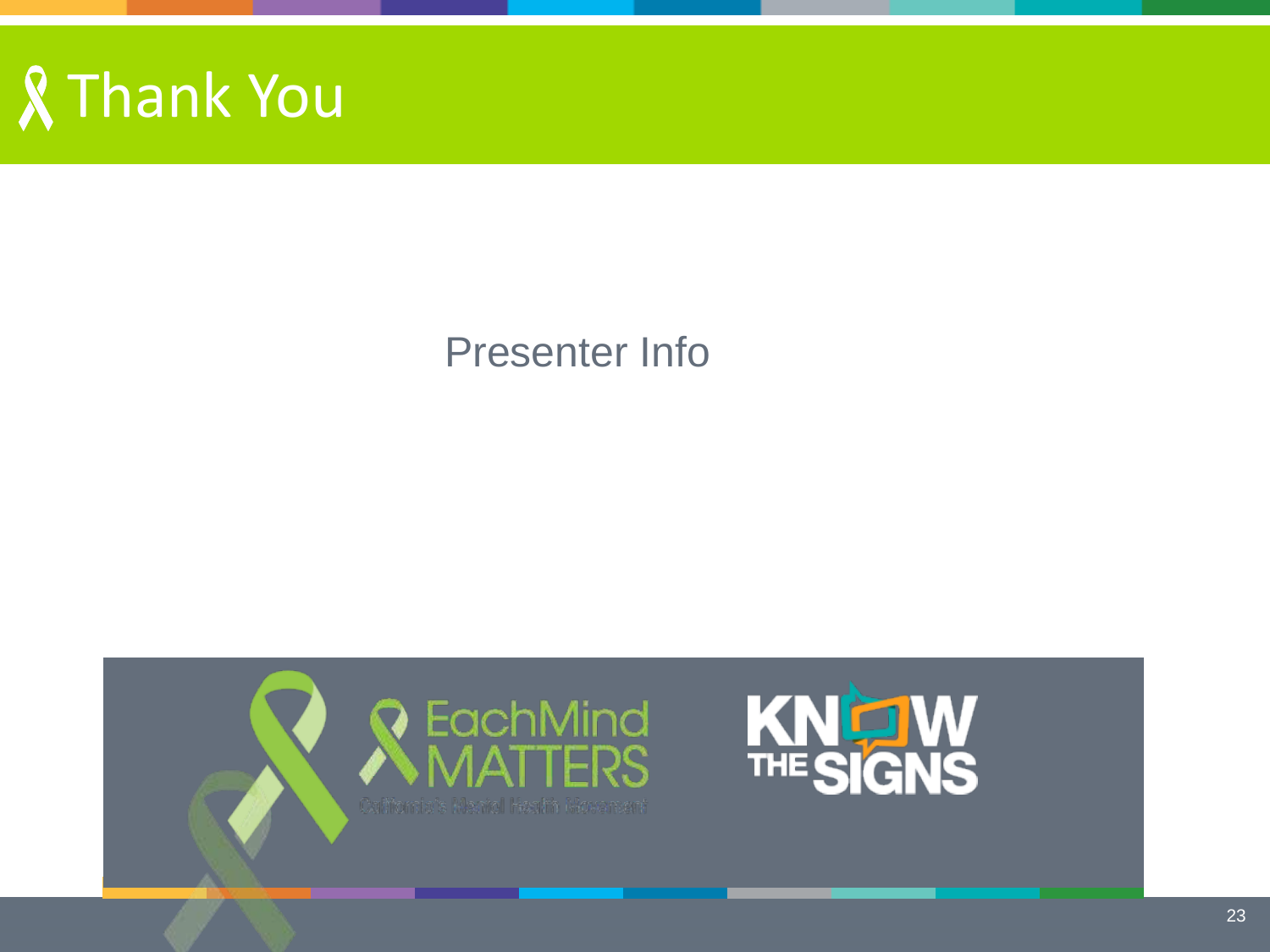# Thank You

Presenter Info

EachMind MATTERS

California's Mental Health Movement

KNOW THE SIGNS